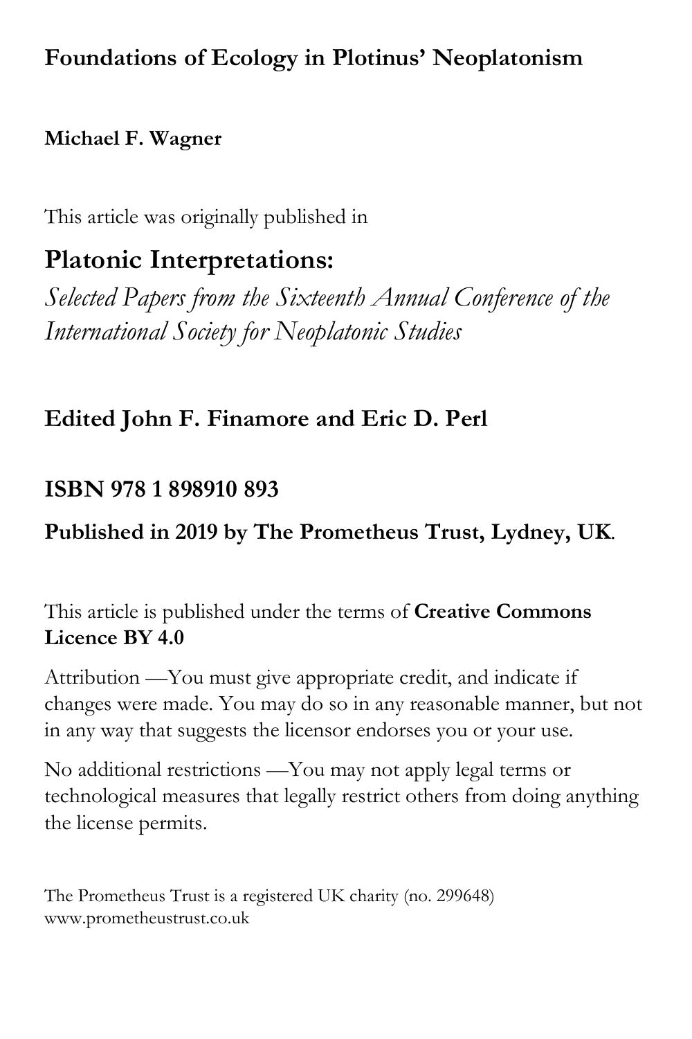# Foundations of Ecology in Plotinus' Neoplatonism

**Michael F. Wagner**

This article was originally published in

## Platonic Interpretations:

*Selected Papers from the Sixteenth Annual Conference of the International Society for Neoplatonic Studies*

**Edited John F. Finamore and Eric D. Perl**

**ISBN 978 1 898910 893**

**Published in 2019 by The Prometheus Trust, Lydney, UK.**

This article is published under the terms of **Creative Commons Licence BY 4.0**

Attribution —You must give appropriate credit, and indicate if changes were made. You may do so in any reasonable manner, but not in any way that suggests the licensor endorses you or your use.

No additional restrictions —You may not apply legal terms or technological measures that legally restrict others from doing anything the license permits.

The Prometheus Trust is a registered UK charity (no. 299648)
www.prometheustrust.co.uk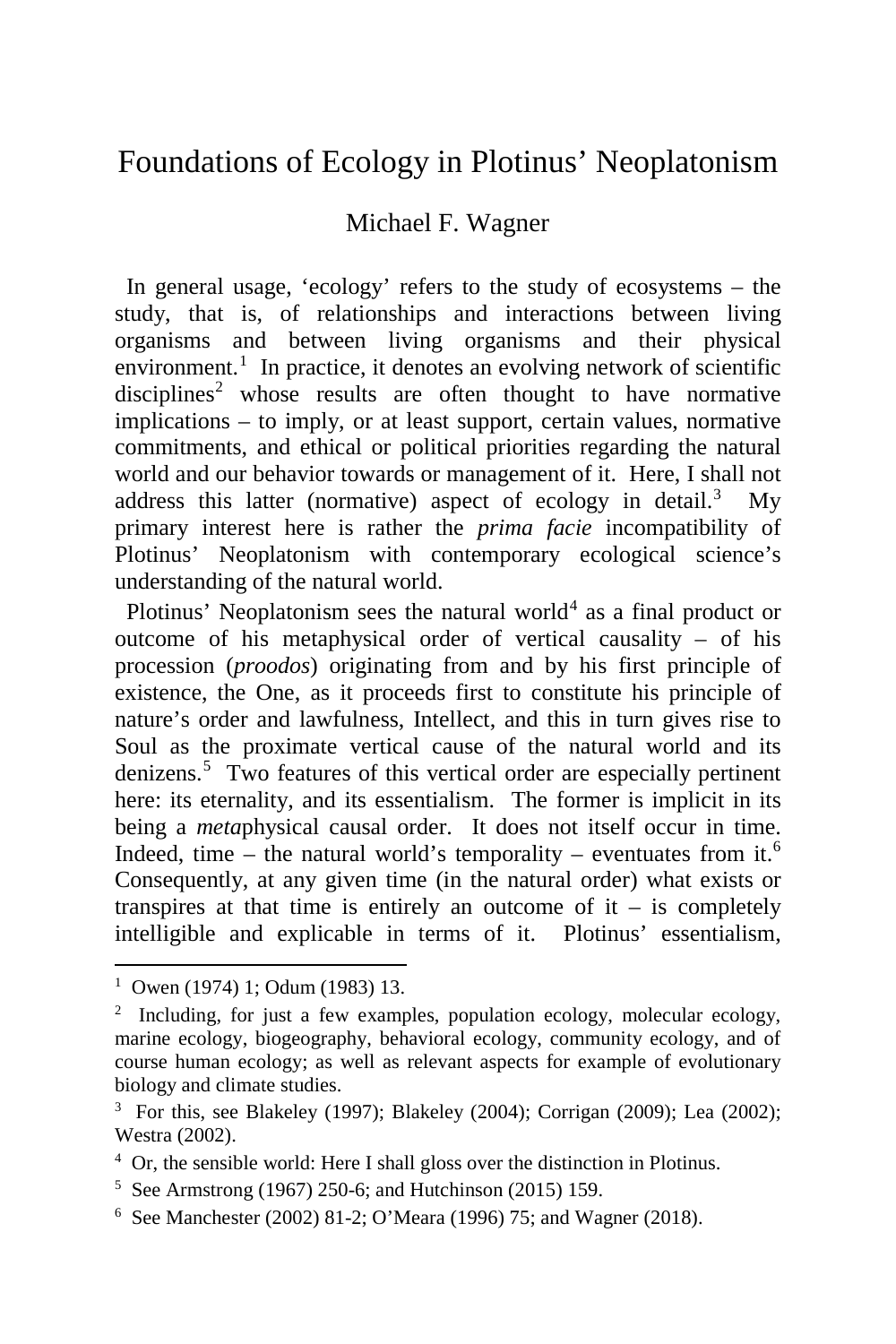# Foundations of Ecology in Plotinus' Neoplatonism

Michael F. Wagner

In general usage, 'ecology' refers to the study of ecosystems – the study, that is, of relationships and interactions between living organisms and between living organisms and their physical environment.[1] In practice, it denotes an evolving network of scientific disciplines[2] whose results are often thought to have normative implications – to imply, or at least support, certain values, normative commitments, and ethical or political priorities regarding the natural world and our behavior towards or management of it. Here, I shall not address this latter (normative) aspect of ecology in detail.[3] My primary interest here is rather the *prima facie* incompatibility of Plotinus' Neoplatonism with contemporary ecological science's understanding of the natural world.

Plotinus' Neoplatonism sees the natural world[4] as a final product or outcome of his metaphysical order of vertical causality – of his procession (*proodos*) originating from and by his first principle of existence, the One, as it proceeds first to constitute his principle of nature's order and lawfulness, Intellect, and this in turn gives rise to Soul as the proximate vertical cause of the natural world and its denizens.[5] Two features of this vertical order are especially pertinent here: its eternality, and its essentialism. The former is implicit in its being a *meta*physical causal order. It does not itself occur in time. Indeed, time – the natural world's temporality – eventuates from it.[6] Consequently, at any given time (in the natural order) what exists or transpires at that time is entirely an outcome of it – is completely intelligible and explicable in terms of it. Plotinus' essentialism,

---

[1] Owen (1974) 1; Odum (1983) 13.

[2] Including, for just a few examples, population ecology, molecular ecology, marine ecology, biogeography, behavioral ecology, community ecology, and of course human ecology; as well as relevant aspects for example of evolutionary biology and climate studies.

[3] For this, see Blakeley (1997); Blakeley (2004); Corrigan (2009); Lea (2002); Westra (2002).

[4] Or, the sensible world: Here I shall gloss over the distinction in Plotinus.

[5] See Armstrong (1967) 250-6; and Hutchinson (2015) 159.

[6] See Manchester (2002) 81-2; O'Meara (1996) 75; and Wagner (2018).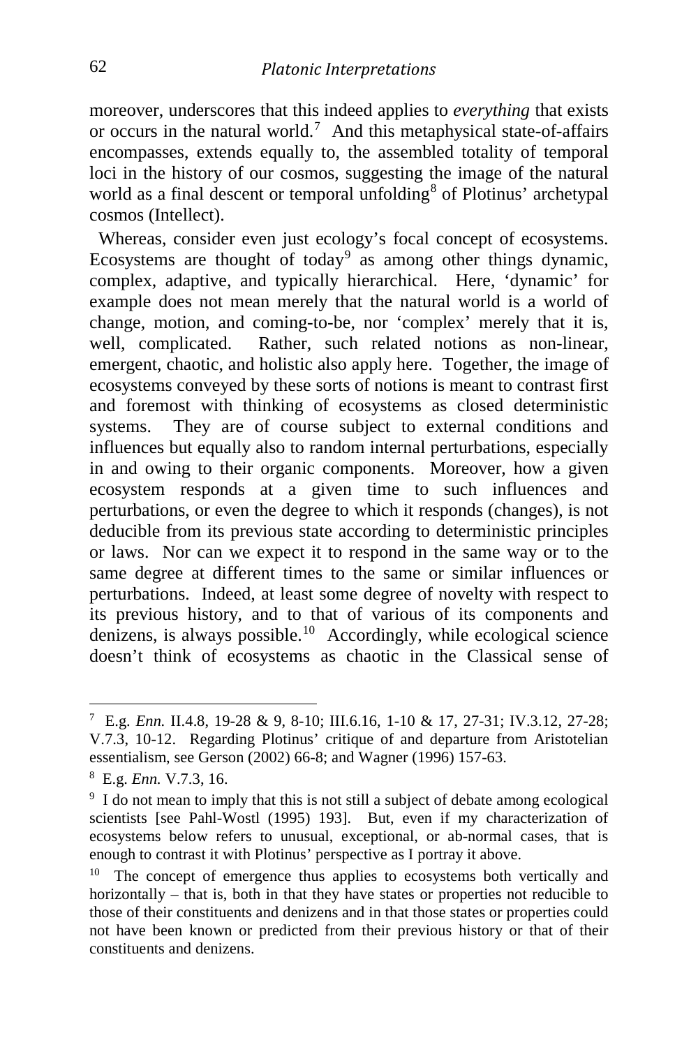moreover, underscores that this indeed applies to *everything* that exists or occurs in the natural world.[7] And this metaphysical state-of-affairs encompasses, extends equally to, the assembled totality of temporal loci in the history of our cosmos, suggesting the image of the natural world as a final descent or temporal unfolding[8] of Plotinus' archetypal cosmos (Intellect).

Whereas, consider even just ecology's focal concept of ecosystems. Ecosystems are thought of today[9] as among other things dynamic, complex, adaptive, and typically hierarchical. Here, 'dynamic' for example does not mean merely that the natural world is a world of change, motion, and coming-to-be, nor 'complex' merely that it is, well, complicated. Rather, such related notions as non-linear, emergent, chaotic, and holistic also apply here. Together, the image of ecosystems conveyed by these sorts of notions is meant to contrast first and foremost with thinking of ecosystems as closed deterministic systems. They are of course subject to external conditions and influences but equally also to random internal perturbations, especially in and owing to their organic components. Moreover, how a given ecosystem responds at a given time to such influences and perturbations, or even the degree to which it responds (changes), is not deducible from its previous state according to deterministic principles or laws. Nor can we expect it to respond in the same way or to the same degree at different times to the same or similar influences or perturbations. Indeed, at least some degree of novelty with respect to its previous history, and to that of various of its components and denizens, is always possible.[10] Accordingly, while ecological science doesn't think of ecosystems as chaotic in the Classical sense of

---

[7] E.g. *Enn.* II.4.8, 19-28 & 9, 8-10; III.6.16, 1-10 & 17, 27-31; IV.3.12, 27-28; V.7.3, 10-12. Regarding Plotinus' critique of and departure from Aristotelian essentialism, see Gerson (2002) 66-8; and Wagner (1996) 157-63.

[8] E.g. *Enn.* V.7.3, 16.

[9] I do not mean to imply that this is not still a subject of debate among ecological scientists [see Pahl-Wostl (1995) 193]. But, even if my characterization of ecosystems below refers to unusual, exceptional, or ab-normal cases, that is enough to contrast it with Plotinus' perspective as I portray it above.

[10] The concept of emergence thus applies to ecosystems both vertically and horizontally – that is, both in that they have states or properties not reducible to those of their constituents and denizens and in that those states or properties could not have been known or predicted from their previous history or that of their constituents and denizens.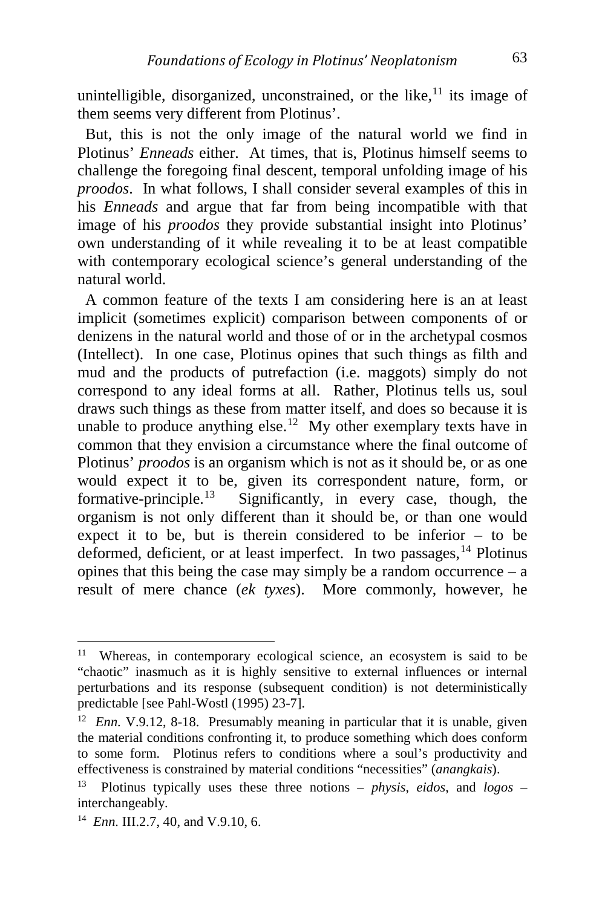unintelligible, disorganized, unconstrained, or the like,[11] its image of them seems very different from Plotinus'.

But, this is not the only image of the natural world we find in Plotinus' *Enneads* either. At times, that is, Plotinus himself seems to challenge the foregoing final descent, temporal unfolding image of his *proodos*. In what follows, I shall consider several examples of this in his *Enneads* and argue that far from being incompatible with that image of his *proodos* they provide substantial insight into Plotinus' own understanding of it while revealing it to be at least compatible with contemporary ecological science's general understanding of the natural world.

A common feature of the texts I am considering here is an at least implicit (sometimes explicit) comparison between components of or denizens in the natural world and those of or in the archetypal cosmos (Intellect). In one case, Plotinus opines that such things as filth and mud and the products of putrefaction (i.e. maggots) simply do not correspond to any ideal forms at all. Rather, Plotinus tells us, soul draws such things as these from matter itself, and does so because it is unable to produce anything else.[12] My other exemplary texts have in common that they envision a circumstance where the final outcome of Plotinus' *proodos* is an organism which is not as it should be, or as one would expect it to be, given its correspondent nature, form, or formative-principle.[13] Significantly, in every case, though, the organism is not only different than it should be, or than one would expect it to be, but is therein considered to be inferior – to be deformed, deficient, or at least imperfect. In two passages,[14] Plotinus opines that this being the case may simply be a random occurrence – a result of mere chance (*ek tyxes*). More commonly, however, he

---

[11] Whereas, in contemporary ecological science, an ecosystem is said to be "chaotic" inasmuch as it is highly sensitive to external influences or internal perturbations and its response (subsequent condition) is not deterministically predictable [see Pahl-Wostl (1995) 23-7].

[12] *Enn.* V.9.12, 8-18. Presumably meaning in particular that it is unable, given the material conditions confronting it, to produce something which does conform to some form. Plotinus refers to conditions where a soul's productivity and effectiveness is constrained by material conditions "necessities" (*anangkais*).

[13] Plotinus typically uses these three notions – *physis*, *eidos*, and *logos* – interchangeably.

[14] *Enn.* III.2.7, 40, and V.9.10, 6.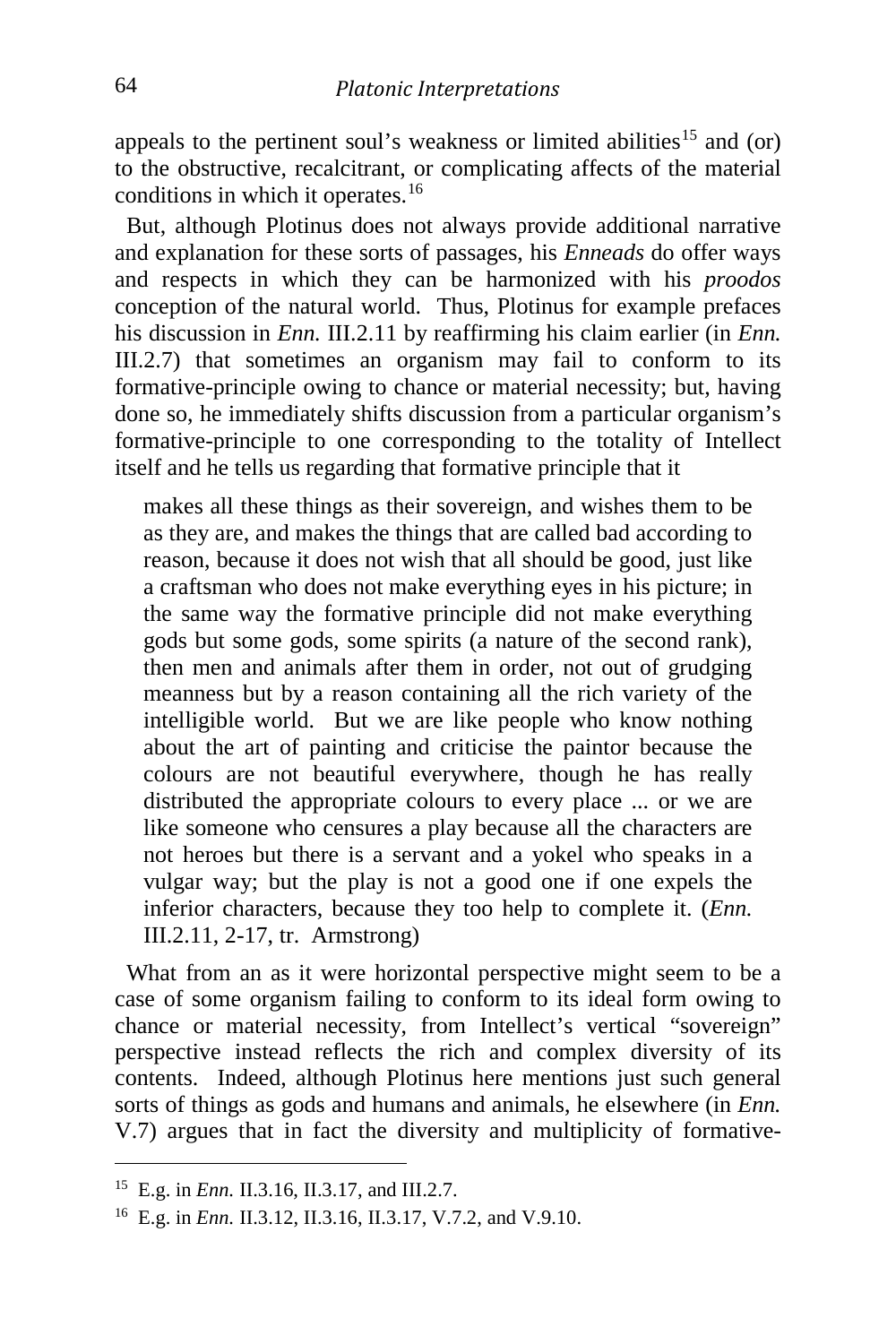appeals to the pertinent soul's weakness or limited abilities[15] and (or) to the obstructive, recalcitrant, or complicating affects of the material conditions in which it operates.[16]

But, although Plotinus does not always provide additional narrative and explanation for these sorts of passages, his *Enneads* do offer ways and respects in which they can be harmonized with his *proodos* conception of the natural world. Thus, Plotinus for example prefaces his discussion in *Enn.* III.2.11 by reaffirming his claim earlier (in *Enn.* III.2.7) that sometimes an organism may fail to conform to its formative-principle owing to chance or material necessity; but, having done so, he immediately shifts discussion from a particular organism's formative-principle to one corresponding to the totality of Intellect itself and he tells us regarding that formative principle that it

> makes all these things as their sovereign, and wishes them to be as they are, and makes the things that are called bad according to reason, because it does not wish that all should be good, just like a craftsman who does not make everything eyes in his picture; in the same way the formative principle did not make everything gods but some gods, some spirits (a nature of the second rank), then men and animals after them in order, not out of grudging meanness but by a reason containing all the rich variety of the intelligible world. But we are like people who know nothing about the art of painting and criticise the paintor because the colours are not beautiful everywhere, though he has really distributed the appropriate colours to every place ... or we are like someone who censures a play because all the characters are not heroes but there is a servant and a yokel who speaks in a vulgar way; but the play is not a good one if one expels the inferior characters, because they too help to complete it. (*Enn.* III.2.11, 2-17, tr. Armstrong)

What from an as it were horizontal perspective might seem to be a case of some organism failing to conform to its ideal form owing to chance or material necessity, from Intellect's vertical "sovereign" perspective instead reflects the rich and complex diversity of its contents. Indeed, although Plotinus here mentions just such general sorts of things as gods and humans and animals, he elsewhere (in *Enn.* V.7) argues that in fact the diversity and multiplicity of formative-

---

[15] E.g. in *Enn.* II.3.16, II.3.17, and III.2.7.

[16] E.g. in *Enn.* II.3.12, II.3.16, II.3.17, V.7.2, and V.9.10.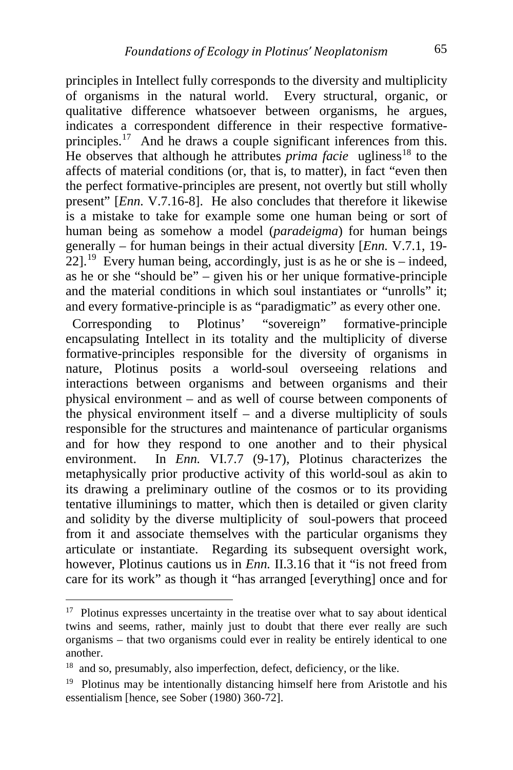principles in Intellect fully corresponds to the diversity and multiplicity of organisms in the natural world. Every structural, organic, or qualitative difference whatsoever between organisms, he argues, indicates a correspondent difference in their respective formative-principles.[17] And he draws a couple significant inferences from this. He observes that although he attributes *prima facie* ugliness[18] to the affects of material conditions (or, that is, to matter), in fact "even then the perfect formative-principles are present, not overtly but still wholly present" [*Enn.* V.7.16-8]. He also concludes that therefore it likewise is a mistake to take for example some one human being or sort of human being as somehow a model (*paradeigma*) for human beings generally – for human beings in their actual diversity [*Enn.* V.7.1, 19-22].[19] Every human being, accordingly, just is as he or she is – indeed, as he or she "should be" – given his or her unique formative-principle and the material conditions in which soul instantiates or "unrolls" it; and every formative-principle is as "paradigmatic" as every other one.

Corresponding to Plotinus' "sovereign" formative-principle encapsulating Intellect in its totality and the multiplicity of diverse formative-principles responsible for the diversity of organisms in nature, Plotinus posits a world-soul overseeing relations and interactions between organisms and between organisms and their physical environment – and as well of course between components of the physical environment itself – and a diverse multiplicity of souls responsible for the structures and maintenance of particular organisms and for how they respond to one another and to their physical environment. In *Enn.* VI.7.7 (9-17), Plotinus characterizes the metaphysically prior productive activity of this world-soul as akin to its drawing a preliminary outline of the cosmos or to its providing tentative illuminings to matter, which then is detailed or given clarity and solidity by the diverse multiplicity of soul-powers that proceed from it and associate themselves with the particular organisms they articulate or instantiate. Regarding its subsequent oversight work, however, Plotinus cautions us in *Enn.* II.3.16 that it "is not freed from care for its work" as though it "has arranged [everything] once and for

---

[17] Plotinus expresses uncertainty in the treatise over what to say about identical twins and seems, rather, mainly just to doubt that there ever really are such organisms – that two organisms could ever in reality be entirely identical to one another.

[18] and so, presumably, also imperfection, defect, deficiency, or the like.

[19] Plotinus may be intentionally distancing himself here from Aristotle and his essentialism [hence, see Sober (1980) 360-72].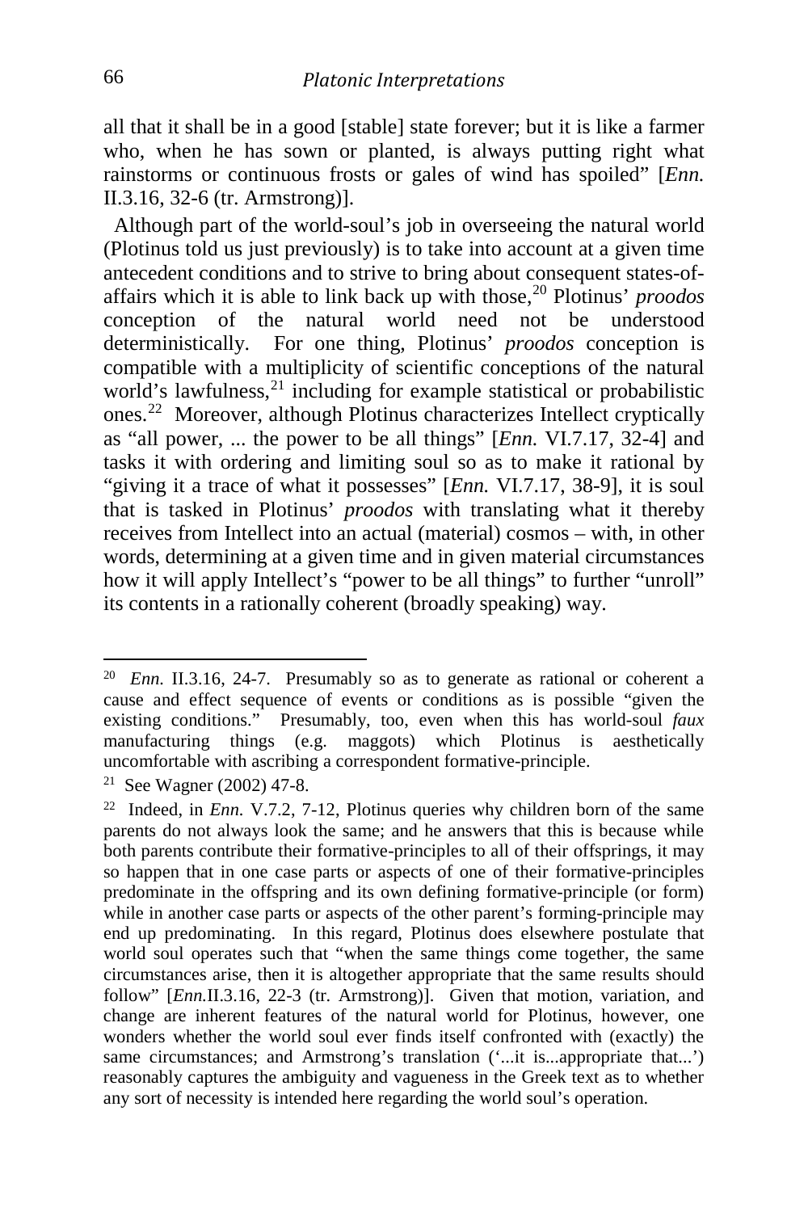all that it shall be in a good [stable] state forever; but it is like a farmer who, when he has sown or planted, is always putting right what rainstorms or continuous frosts or gales of wind has spoiled" [*Enn.* II.3.16, 32-6 (tr. Armstrong)].

Although part of the world-soul's job in overseeing the natural world (Plotinus told us just previously) is to take into account at a given time antecedent conditions and to strive to bring about consequent states-of-affairs which it is able to link back up with those,[20] Plotinus' *proodos* conception of the natural world need not be understood deterministically. For one thing, Plotinus' *proodos* conception is compatible with a multiplicity of scientific conceptions of the natural world's lawfulness,[21] including for example statistical or probabilistic ones.[22] Moreover, although Plotinus characterizes Intellect cryptically as "all power, ... the power to be all things" [*Enn.* VI.7.17, 32-4] and tasks it with ordering and limiting soul so as to make it rational by "giving it a trace of what it possesses" [*Enn.* VI.7.17, 38-9], it is soul that is tasked in Plotinus' *proodos* with translating what it thereby receives from Intellect into an actual (material) cosmos – with, in other words, determining at a given time and in given material circumstances how it will apply Intellect's "power to be all things" to further "unroll" its contents in a rationally coherent (broadly speaking) way.

---

[20] *Enn.* II.3.16, 24-7. Presumably so as to generate as rational or coherent a cause and effect sequence of events or conditions as is possible "given the existing conditions." Presumably, too, even when this has world-soul *faux* manufacturing things (e.g. maggots) which Plotinus is aesthetically uncomfortable with ascribing a correspondent formative-principle.

[21] See Wagner (2002) 47-8.

[22] Indeed, in *Enn.* V.7.2, 7-12, Plotinus queries why children born of the same parents do not always look the same; and he answers that this is because while both parents contribute their formative-principles to all of their offsprings, it may so happen that in one case parts or aspects of one of their formative-principles predominate in the offspring and its own defining formative-principle (or form) while in another case parts or aspects of the other parent's forming-principle may end up predominating. In this regard, Plotinus does elsewhere postulate that world soul operates such that "when the same things come together, the same circumstances arise, then it is altogether appropriate that the same results should follow" [*Enn.*II.3.16, 22-3 (tr. Armstrong)]. Given that motion, variation, and change are inherent features of the natural world for Plotinus, however, one wonders whether the world soul ever finds itself confronted with (exactly) the same circumstances; and Armstrong's translation ('...it is...appropriate that...') reasonably captures the ambiguity and vagueness in the Greek text as to whether any sort of necessity is intended here regarding the world soul's operation.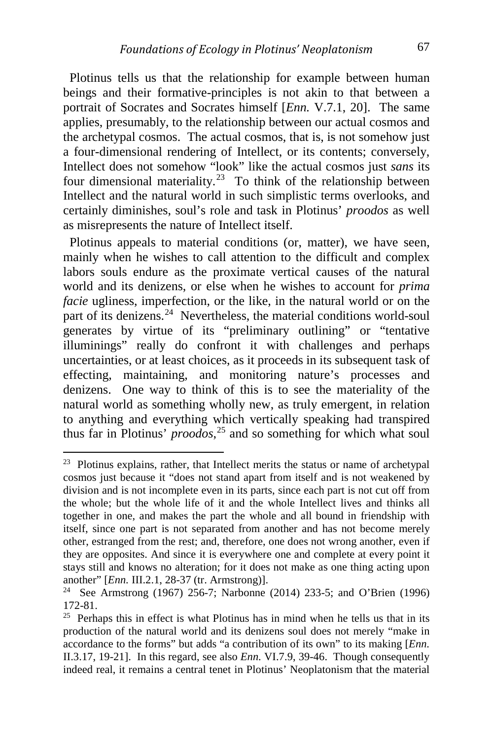Plotinus tells us that the relationship for example between human beings and their formative-principles is not akin to that between a portrait of Socrates and Socrates himself [*Enn.* V.7.1, 20]. The same applies, presumably, to the relationship between our actual cosmos and the archetypal cosmos. The actual cosmos, that is, is not somehow just a four-dimensional rendering of Intellect, or its contents; conversely, Intellect does not somehow "look" like the actual cosmos just *sans* its four dimensional materiality.[23] To think of the relationship between Intellect and the natural world in such simplistic terms overlooks, and certainly diminishes, soul's role and task in Plotinus' *proodos* as well as misrepresents the nature of Intellect itself.

Plotinus appeals to material conditions (or, matter), we have seen, mainly when he wishes to call attention to the difficult and complex labors souls endure as the proximate vertical causes of the natural world and its denizens, or else when he wishes to account for *prima facie* ugliness, imperfection, or the like, in the natural world or on the part of its denizens.[24] Nevertheless, the material conditions world-soul generates by virtue of its "preliminary outlining" or "tentative illuminings" really do confront it with challenges and perhaps uncertainties, or at least choices, as it proceeds in its subsequent task of effecting, maintaining, and monitoring nature's processes and denizens. One way to think of this is to see the materiality of the natural world as something wholly new, as truly emergent, in relation to anything and everything which vertically speaking had transpired thus far in Plotinus' *proodos*,[25] and so something for which what soul

---

[23] Plotinus explains, rather, that Intellect merits the status or name of archetypal cosmos just because it "does not stand apart from itself and is not weakened by division and is not incomplete even in its parts, since each part is not cut off from the whole; but the whole life of it and the whole Intellect lives and thinks all together in one, and makes the part the whole and all bound in friendship with itself, since one part is not separated from another and has not become merely other, estranged from the rest; and, therefore, one does not wrong another, even if they are opposites. And since it is everywhere one and complete at every point it stays still and knows no alteration; for it does not make as one thing acting upon another" [*Enn.* III.2.1, 28-37 (tr. Armstrong)].

[24] See Armstrong (1967) 256-7; Narbonne (2014) 233-5; and O'Brien (1996) 172-81.

[25] Perhaps this in effect is what Plotinus has in mind when he tells us that in its production of the natural world and its denizens soul does not merely "make in accordance to the forms" but adds "a contribution of its own" to its making [*Enn.* II.3.17, 19-21]. In this regard, see also *Enn.* VI.7.9, 39-46. Though consequently indeed real, it remains a central tenet in Plotinus' Neoplatonism that the material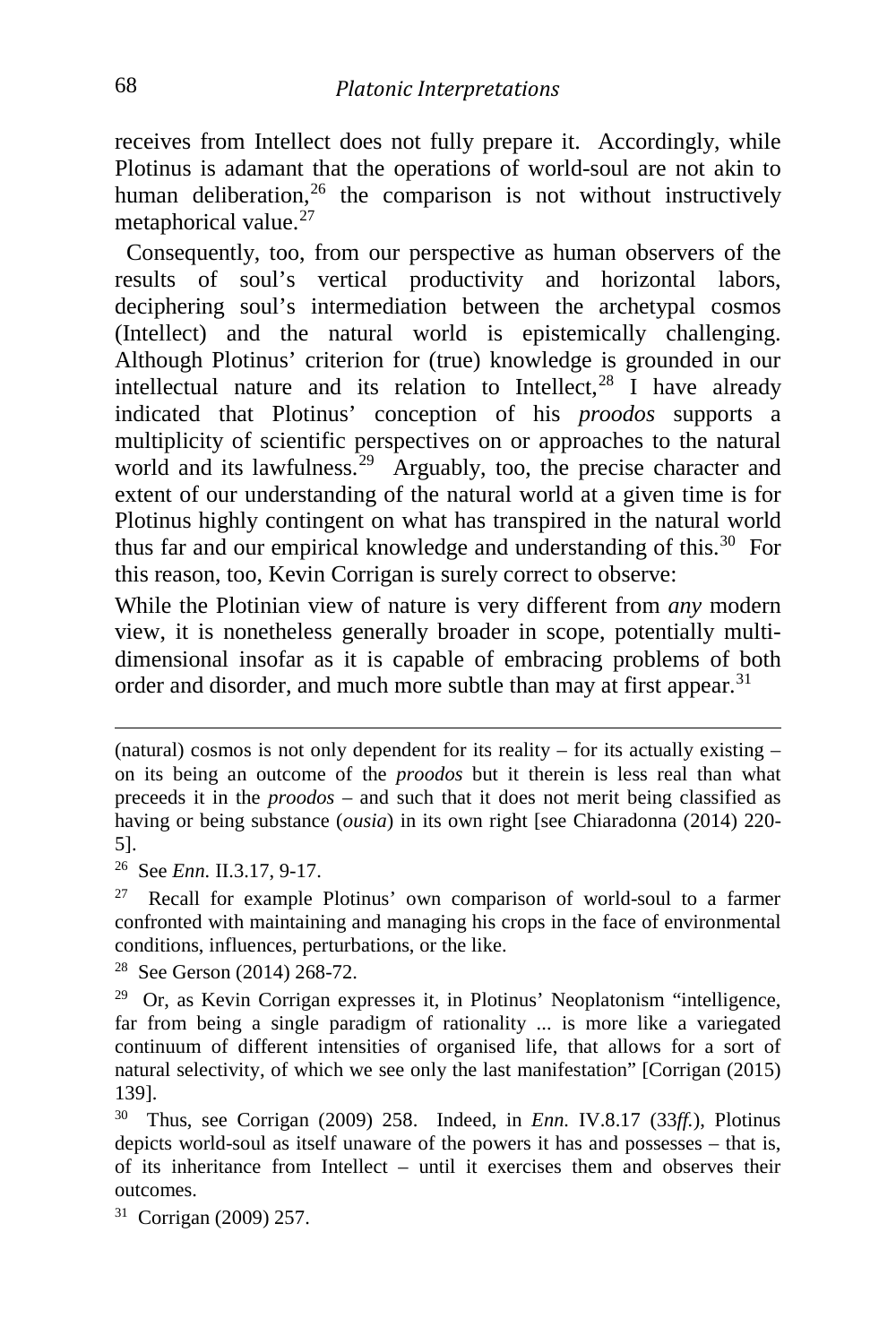receives from Intellect does not fully prepare it. Accordingly, while Plotinus is adamant that the operations of world-soul are not akin to human deliberation,[26] the comparison is not without instructively metaphorical value.[27]

Consequently, too, from our perspective as human observers of the results of soul's vertical productivity and horizontal labors, deciphering soul's intermediation between the archetypal cosmos (Intellect) and the natural world is epistemically challenging. Although Plotinus' criterion for (true) knowledge is grounded in our intellectual nature and its relation to Intellect,[28] I have already indicated that Plotinus' conception of his *proodos* supports a multiplicity of scientific perspectives on or approaches to the natural world and its lawfulness.[29] Arguably, too, the precise character and extent of our understanding of the natural world at a given time is for Plotinus highly contingent on what has transpired in the natural world thus far and our empirical knowledge and understanding of this.[30] For this reason, too, Kevin Corrigan is surely correct to observe:

> While the Plotinian view of nature is very different from *any* modern view, it is nonetheless generally broader in scope, potentially multi-dimensional insofar as it is capable of embracing problems of both order and disorder, and much more subtle than may at first appear.[31]

---

(natural) cosmos is not only dependent for its reality – for its actually existing – on its being an outcome of the *proodos* but it therein is less real than what preceeds it in the *proodos* – and such that it does not merit being classified as having or being substance (*ousia*) in its own right [see Chiaradonna (2014) 220-5].

[26] See *Enn.* II.3.17, 9-17.

[27] Recall for example Plotinus' own comparison of world-soul to a farmer confronted with maintaining and managing his crops in the face of environmental conditions, influences, perturbations, or the like.

[28] See Gerson (2014) 268-72.

[29] Or, as Kevin Corrigan expresses it, in Plotinus' Neoplatonism "intelligence, far from being a single paradigm of rationality ... is more like a variegated continuum of different intensities of organised life, that allows for a sort of natural selectivity, of which we see only the last manifestation" [Corrigan (2015) 139].

[30] Thus, see Corrigan (2009) 258. Indeed, in *Enn.* IV.8.17 (33*ff.*), Plotinus depicts world-soul as itself unaware of the powers it has and possesses – that is, of its inheritance from Intellect – until it exercises them and observes their outcomes.

[31] Corrigan (2009) 257.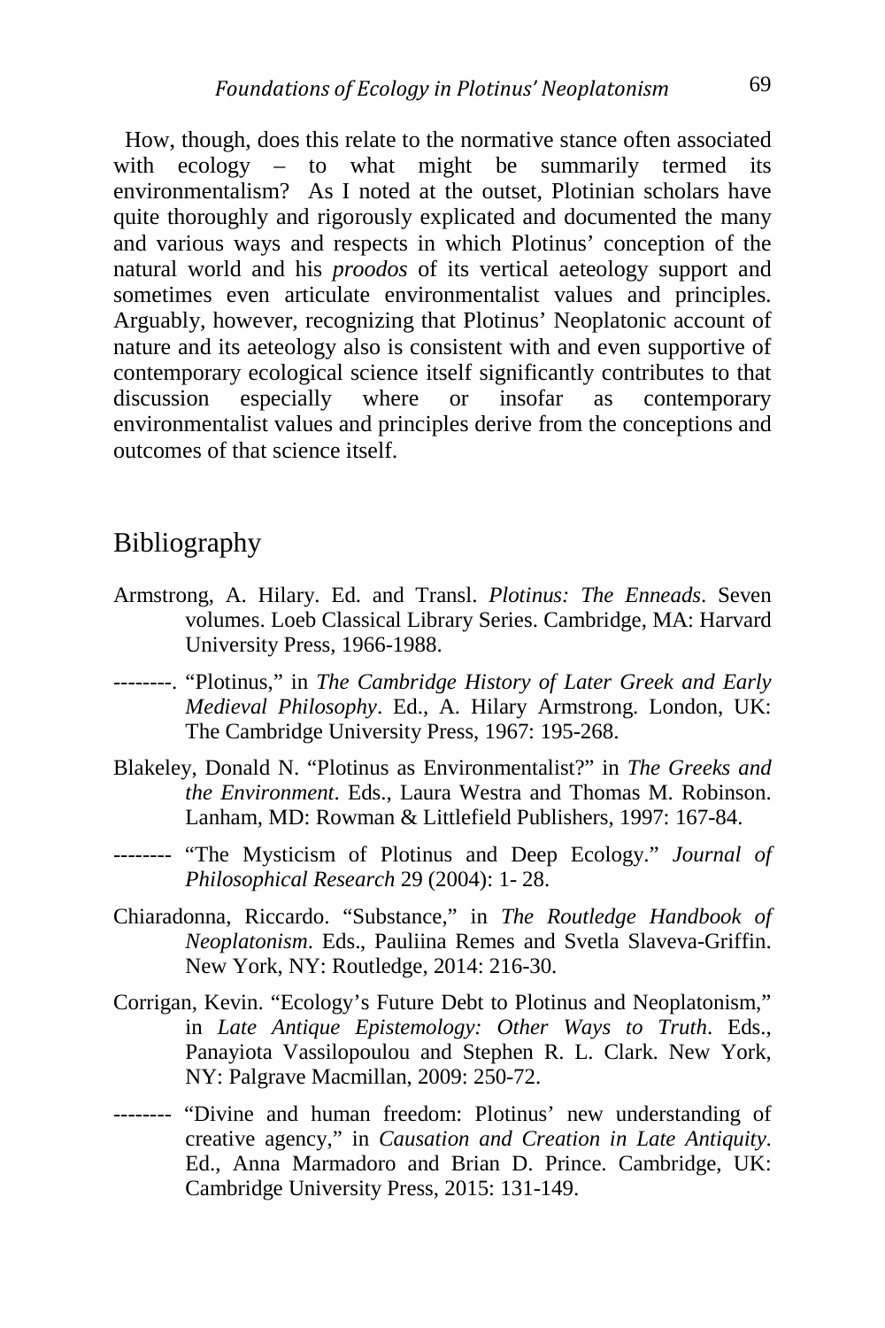How, though, does this relate to the normative stance often associated with ecology – to what might be summarily termed its environmentalism? As I noted at the outset, Plotinian scholars have quite thoroughly and rigorously explicated and documented the many and various ways and respects in which Plotinus' conception of the natural world and his *proodos* of its vertical aeteology support and sometimes even articulate environmentalist values and principles. Arguably, however, recognizing that Plotinus' Neoplatonic account of nature and its aeteology also is consistent with and even supportive of contemporary ecological science itself significantly contributes to that discussion especially where or insofar as contemporary environmentalist values and principles derive from the conceptions and outcomes of that science itself.

## Bibliography

Armstrong, A. Hilary. Ed. and Transl. *Plotinus: The Enneads*. Seven volumes. Loeb Classical Library Series. Cambridge, MA: Harvard University Press, 1966-1988.

--------. "Plotinus," in *The Cambridge History of Later Greek and Early Medieval Philosophy*. Ed., A. Hilary Armstrong. London, UK: The Cambridge University Press, 1967: 195-268.

Blakeley, Donald N. "Plotinus as Environmentalist?" in *The Greeks and the Environment*. Eds., Laura Westra and Thomas M. Robinson. Lanham, MD: Rowman & Littlefield Publishers, 1997: 167-84.

-------- "The Mysticism of Plotinus and Deep Ecology." *Journal of Philosophical Research* 29 (2004): 1- 28.

Chiaradonna, Riccardo. "Substance," in *The Routledge Handbook of Neoplatonism*. Eds., Pauliina Remes and Svetla Slaveva-Griffin. New York, NY: Routledge, 2014: 216-30.

Corrigan, Kevin. "Ecology's Future Debt to Plotinus and Neoplatonism," in *Late Antique Epistemology: Other Ways to Truth*. Eds., Panayiota Vassilopoulou and Stephen R. L. Clark. New York, NY: Palgrave Macmillan, 2009: 250-72.

-------- "Divine and human freedom: Plotinus' new understanding of creative agency," in *Causation and Creation in Late Antiquity*. Ed., Anna Marmadoro and Brian D. Prince. Cambridge, UK: Cambridge University Press, 2015: 131-149.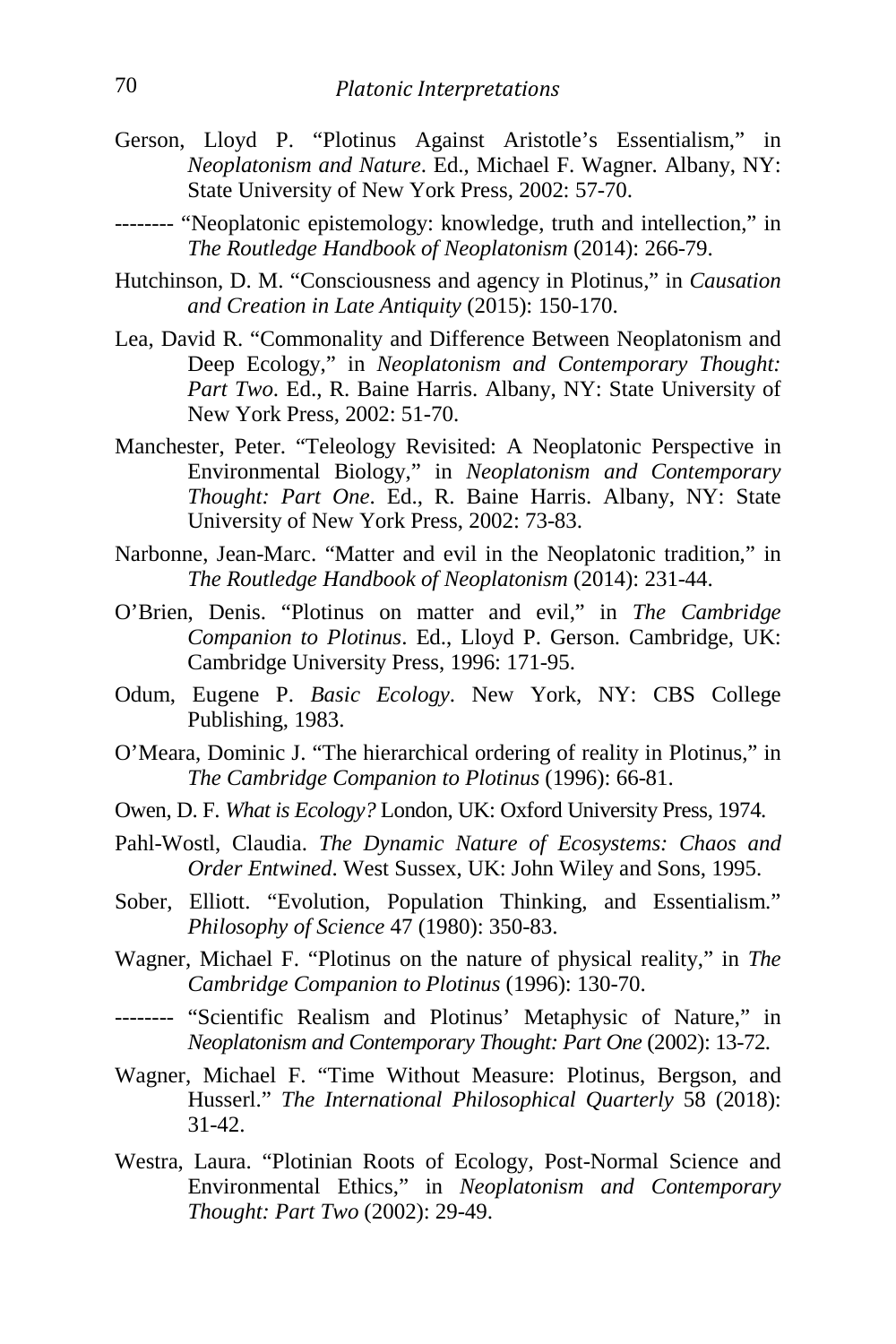Gerson, Lloyd P. “Plotinus Against Aristotle’s Essentialism,” in *Neoplatonism and Nature*. Ed., Michael F. Wagner. Albany, NY: State University of New York Press, 2002: 57-70.

-------- “Neoplatonic epistemology: knowledge, truth and intellection,” in *The Routledge Handbook of Neoplatonism* (2014): 266-79.

Hutchinson, D. M. “Consciousness and agency in Plotinus,” in *Causation and Creation in Late Antiquity* (2015): 150-170.

Lea, David R. “Commonality and Difference Between Neoplatonism and Deep Ecology,” in *Neoplatonism and Contemporary Thought: Part Two*. Ed., R. Baine Harris. Albany, NY: State University of New York Press, 2002: 51-70.

Manchester, Peter. “Teleology Revisited: A Neoplatonic Perspective in Environmental Biology,” in *Neoplatonism and Contemporary Thought: Part One*. Ed., R. Baine Harris. Albany, NY: State University of New York Press, 2002: 73-83.

Narbonne, Jean-Marc. “Matter and evil in the Neoplatonic tradition,” in *The Routledge Handbook of Neoplatonism* (2014): 231-44.

O’Brien, Denis. “Plotinus on matter and evil,” in *The Cambridge Companion to Plotinus*. Ed., Lloyd P. Gerson. Cambridge, UK: Cambridge University Press, 1996: 171-95.

Odum, Eugene P. *Basic Ecology*. New York, NY: CBS College Publishing, 1983.

O’Meara, Dominic J. “The hierarchical ordering of reality in Plotinus,” in *The Cambridge Companion to Plotinus* (1996): 66-81.

Owen, D. F. *What is Ecology?* London, UK: Oxford University Press, 1974.

Pahl-Wostl, Claudia. *The Dynamic Nature of Ecosystems: Chaos and Order Entwined*. West Sussex, UK: John Wiley and Sons, 1995.

Sober, Elliott. “Evolution, Population Thinking, and Essentialism.” *Philosophy of Science* 47 (1980): 350-83.

Wagner, Michael F. “Plotinus on the nature of physical reality,” in *The Cambridge Companion to Plotinus* (1996): 130-70.

-------- “Scientific Realism and Plotinus’ Metaphysic of Nature,” in *Neoplatonism and Contemporary Thought: Part One* (2002): 13-72.

Wagner, Michael F. “Time Without Measure: Plotinus, Bergson, and Husserl.” *The International Philosophical Quarterly* 58 (2018): 31-42.

Westra, Laura. “Plotinian Roots of Ecology, Post-Normal Science and Environmental Ethics,” in *Neoplatonism and Contemporary Thought: Part Two* (2002): 29-49.